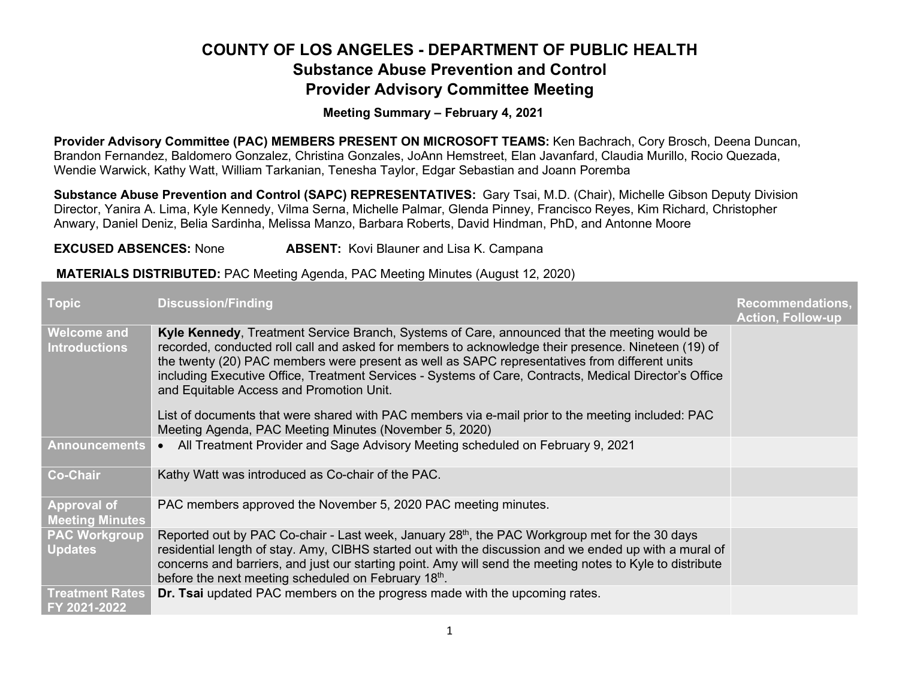# COUNTY OF LOS ANGELES - DEPARTMENT OF PUBLIC HEALTH

## Substance Abuse Prevention and Control

## Provider Advisory Committee Meeting

### Meeting Summary – February 4, 2021

**Provider Advisory Committee (PAC) MEMBERS PRESENT ON MICROSOFT TEAMS:** Ken Bachrach, Cory Brosch, Deena Duncan, Brandon Fernandez, Baldomero Gonzalez, Christina Gonzales, JoAnn Hemstreet, Elan Javanfard, Claudia Murillo, Rocio Quezada, Wendie Warwick, Kathy Watt, William Tarkanian, Tenesha Taylor, Edgar Sebastian and Joann Poremba

**Substance Abuse Prevention and Control (SAPC) REPRESENTATIVES:** Gary Tsai, M.D. (Chair), Michelle Gibson Deputy Division Director, Yanira A. Lima, Kyle Kennedy, Vilma Serna, Michelle Palmar, Glenda Pinney, Francisco Reyes, Kim Richard, Christopher Anwary, Daniel Deniz, Belia Sardinha, Melissa Manzo, Barbara Roberts, David Hindman, PhD, and Antonne Moore

**EXCUSED ABSENCES:** None **ABSENT:** Kovi Blauner and Lisa K. Campana

**MATERIALS DISTRIBUTED:** PAC Meeting Agenda, PAC Meeting Minutes (August 12, 2020)

| Topic | Discussion/Finding | Recommendations, Action, Follow-up |
|---|---|---|
| Welcome and Introductions | **Kyle Kennedy**, Treatment Service Branch, Systems of Care, announced that the meeting would be recorded, conducted roll call and asked for members to acknowledge their presence. Nineteen (19) of the twenty (20) PAC members were present as well as SAPC representatives from different units including Executive Office, Treatment Services - Systems of Care, Contracts, Medical Director's Office and Equitable Access and Promotion Unit.<br><br>List of documents that were shared with PAC members via e-mail prior to the meeting included: PAC Meeting Agenda, PAC Meeting Minutes (November 5, 2020) | |
| Announcements | • All Treatment Provider and Sage Advisory Meeting scheduled on February 9, 2021 | |
| Co-Chair | Kathy Watt was introduced as Co-chair of the PAC. | |
| Approval of Meeting Minutes | PAC members approved the November 5, 2020 PAC meeting minutes. | |
| PAC Workgroup Updates | Reported out by PAC Co-chair - Last week, January 28th, the PAC Workgroup met for the 30 days residential length of stay. Amy, CIBHS started out with the discussion and we ended up with a mural of concerns and barriers, and just our starting point. Amy will send the meeting notes to Kyle to distribute before the next meeting scheduled on February 18th. | |
| Treatment Rates FY 2021-2022 | **Dr. Tsai** updated PAC members on the progress made with the upcoming rates. | |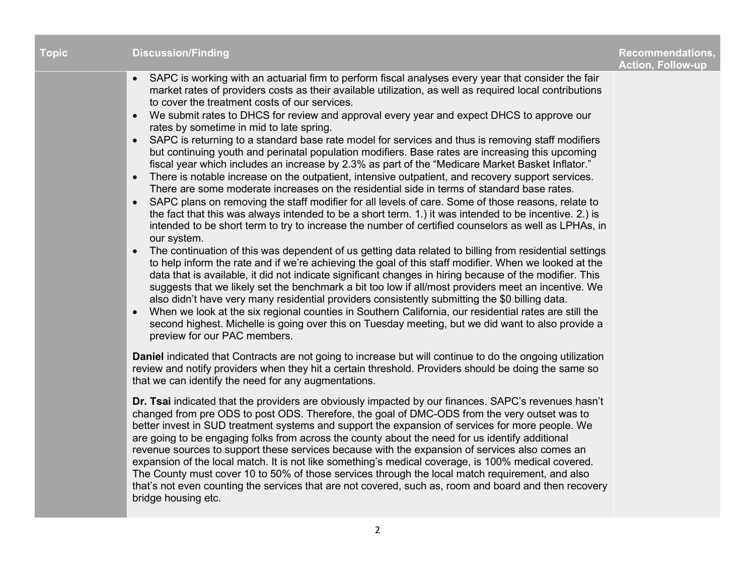| Topic | Discussion/Finding | Recommendations, Action, Follow-up |
|---|---|---|
| | • SAPC is working with an actuarial firm to perform fiscal analyses every year that consider the fair market rates of providers costs as their available utilization, as well as required local contributions to cover the treatment costs of our services.<br>• We submit rates to DHCS for review and approval every year and expect DHCS to approve our rates by sometime in mid to late spring.<br>• SAPC is returning to a standard base rate model for services and thus is removing staff modifiers but continuing youth and perinatal population modifiers. Base rates are increasing this upcoming fiscal year which includes an increase by 2.3% as part of the "Medicare Market Basket Inflator."<br>• There is notable increase on the outpatient, intensive outpatient, and recovery support services. There are some moderate increases on the residential side in terms of standard base rates.<br>• SAPC plans on removing the staff modifier for all levels of care. Some of those reasons, relate to the fact that this was always intended to be a short term. 1.) it was intended to be incentive. 2.) is intended to be short term to try to increase the number of certified counselors as well as LPHAs, in our system.<br>• The continuation of this was dependent of us getting data related to billing from residential settings to help inform the rate and if we're achieving the goal of this staff modifier. When we looked at the data that is available, it did not indicate significant changes in hiring because of the modifier. This suggests that we likely set the benchmark a bit too low if all/most providers meet an incentive. We also didn't have very many residential providers consistently submitting the $0 billing data.<br>• When we look at the six regional counties in Southern California, our residential rates are still the second highest. Michelle is going over this on Tuesday meeting, but we did want to also provide a preview for our PAC members.<br><br>**Daniel** indicated that Contracts are not going to increase but will continue to do the ongoing utilization review and notify providers when they hit a certain threshold. Providers should be doing the same so that we can identify the need for any augmentations.<br><br>**Dr. Tsai** indicated that the providers are obviously impacted by our finances. SAPC's revenues hasn't changed from pre ODS to post ODS. Therefore, the goal of DMC-ODS from the very outset was to better invest in SUD treatment systems and support the expansion of services for more people. We are going to be engaging folks from across the county about the need for us identify additional revenue sources to support these services because with the expansion of services also comes an expansion of the local match. It is not like something's medical coverage, is 100% medical covered. The County must cover 10 to 50% of those services through the local match requirement, and also that's not even counting the services that are not covered, such as, room and board and then recovery bridge housing etc. | |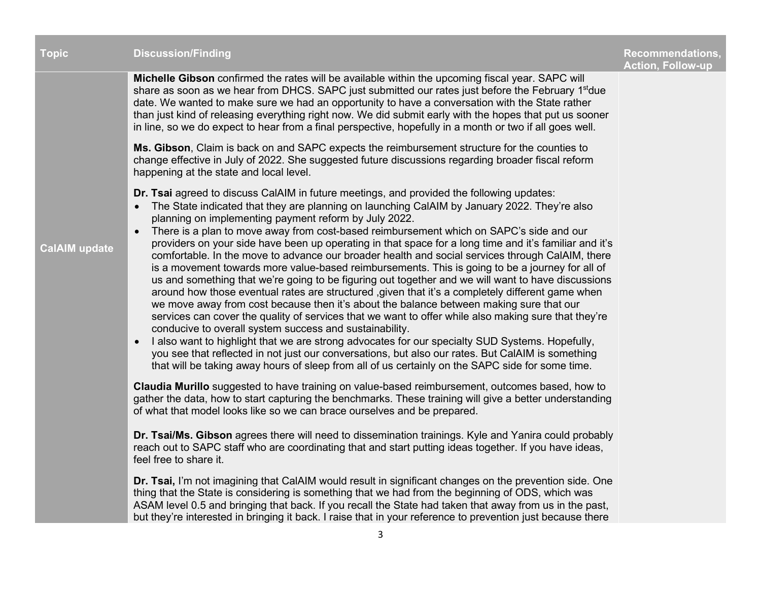| Topic | Discussion/Finding | Recommendations, Action, Follow-up |
|---|---|---|
| CalAIM update | **Michelle Gibson** confirmed the rates will be available within the upcoming fiscal year. SAPC will share as soon as we hear from DHCS. SAPC just submitted our rates just before the February 1[st]due date. We wanted to make sure we had an opportunity to have a conversation with the State rather than just kind of releasing everything right now. We did submit early with the hopes that put us sooner in line, so we do expect to hear from a final perspective, hopefully in a month or two if all goes well.<br><br>**Ms. Gibson**, Claim is back on and SAPC expects the reimbursement structure for the counties to change effective in July of 2022. She suggested future discussions regarding broader fiscal reform happening at the state and local level.<br><br>**Dr. Tsai** agreed to discuss CalAIM in future meetings, and provided the following updates:<br>• The State indicated that they are planning on launching CalAIM by January 2022. They're also planning on implementing payment reform by July 2022.<br>• There is a plan to move away from cost-based reimbursement which on SAPC's side and our providers on your side have been up operating in that space for a long time and it's familiar and it's comfortable. In the move to advance our broader health and social services through CalAIM, there is a movement towards more value-based reimbursements. This is going to be a journey for all of us and something that we're going to be figuring out together and we will want to have discussions around how those eventual rates are structured ,given that it's a completely different game when we move away from cost because then it's about the balance between making sure that our services can cover the quality of services that we want to offer while also making sure that they're conducive to overall system success and sustainability.<br>• I also want to highlight that we are strong advocates for our specialty SUD Systems. Hopefully, you see that reflected in not just our conversations, but also our rates. But CalAIM is something that will be taking away hours of sleep from all of us certainly on the SAPC side for some time.<br><br>**Claudia Murillo** suggested to have training on value-based reimbursement, outcomes based, how to gather the data, how to start capturing the benchmarks. These training will give a better understanding of what that model looks like so we can brace ourselves and be prepared.<br><br>**Dr. Tsai/Ms. Gibson** agrees there will need to dissemination trainings. Kyle and Yanira could probably reach out to SAPC staff who are coordinating that and start putting ideas together. If you have ideas, feel free to share it.<br><br>**Dr. Tsai,** I'm not imagining that CalAIM would result in significant changes on the prevention side. One thing that the State is considering is something that we had from the beginning of ODS, which was ASAM level 0.5 and bringing that back. If you recall the State had taken that away from us in the past, but they're interested in bringing it back. I raise that in your reference to prevention just because there | |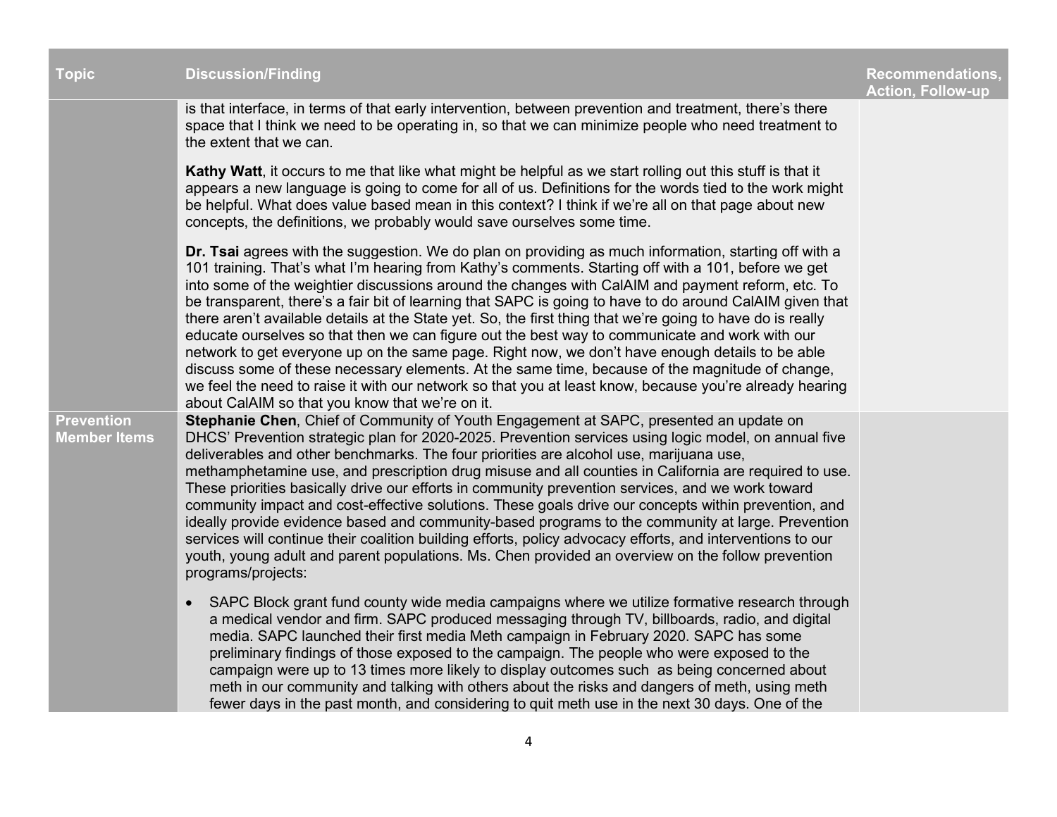| Topic | Discussion/Finding | Recommendations, Action, Follow-up |
|---|---|---|
| | is that interface, in terms of that early intervention, between prevention and treatment, there's there space that I think we need to be operating in, so that we can minimize people who need treatment to the extent that we can.<br><br>**Kathy Watt**, it occurs to me that like what might be helpful as we start rolling out this stuff is that it appears a new language is going to come for all of us. Definitions for the words tied to the work might be helpful. What does value based mean in this context? I think if we're all on that page about new concepts, the definitions, we probably would save ourselves some time.<br><br>**Dr. Tsai** agrees with the suggestion. We do plan on providing as much information, starting off with a 101 training. That's what I'm hearing from Kathy's comments. Starting off with a 101, before we get into some of the weightier discussions around the changes with CalAIM and payment reform, etc. To be transparent, there's a fair bit of learning that SAPC is going to have to do around CalAIM given that there aren't available details at the State yet. So, the first thing that we're going to have do is really educate ourselves so that then we can figure out the best way to communicate and work with our network to get everyone up on the same page. Right now, we don't have enough details to be able discuss some of these necessary elements. At the same time, because of the magnitude of change, we feel the need to raise it with our network so that you at least know, because you're already hearing about CalAIM so that you know that we're on it. | |
| **Prevention Member Items** | **Stephanie Chen**, Chief of Community of Youth Engagement at SAPC, presented an update on DHCS' Prevention strategic plan for 2020-2025. Prevention services using logic model, on annual five deliverables and other benchmarks. The four priorities are alcohol use, marijuana use, methamphetamine use, and prescription drug misuse and all counties in California are required to use. These priorities basically drive our efforts in community prevention services, and we work toward community impact and cost-effective solutions. These goals drive our concepts within prevention, and ideally provide evidence based and community-based programs to the community at large. Prevention services will continue their coalition building efforts, policy advocacy efforts, and interventions to our youth, young adult and parent populations. Ms. Chen provided an overview on the follow prevention programs/projects:<br><br>• SAPC Block grant fund county wide media campaigns where we utilize formative research through a medical vendor and firm. SAPC produced messaging through TV, billboards, radio, and digital media. SAPC launched their first media Meth campaign in February 2020. SAPC has some preliminary findings of those exposed to the campaign. The people who were exposed to the campaign were up to 13 times more likely to display outcomes such as being concerned about meth in our community and talking with others about the risks and dangers of meth, using meth fewer days in the past month, and considering to quit meth use in the next 30 days. One of the | |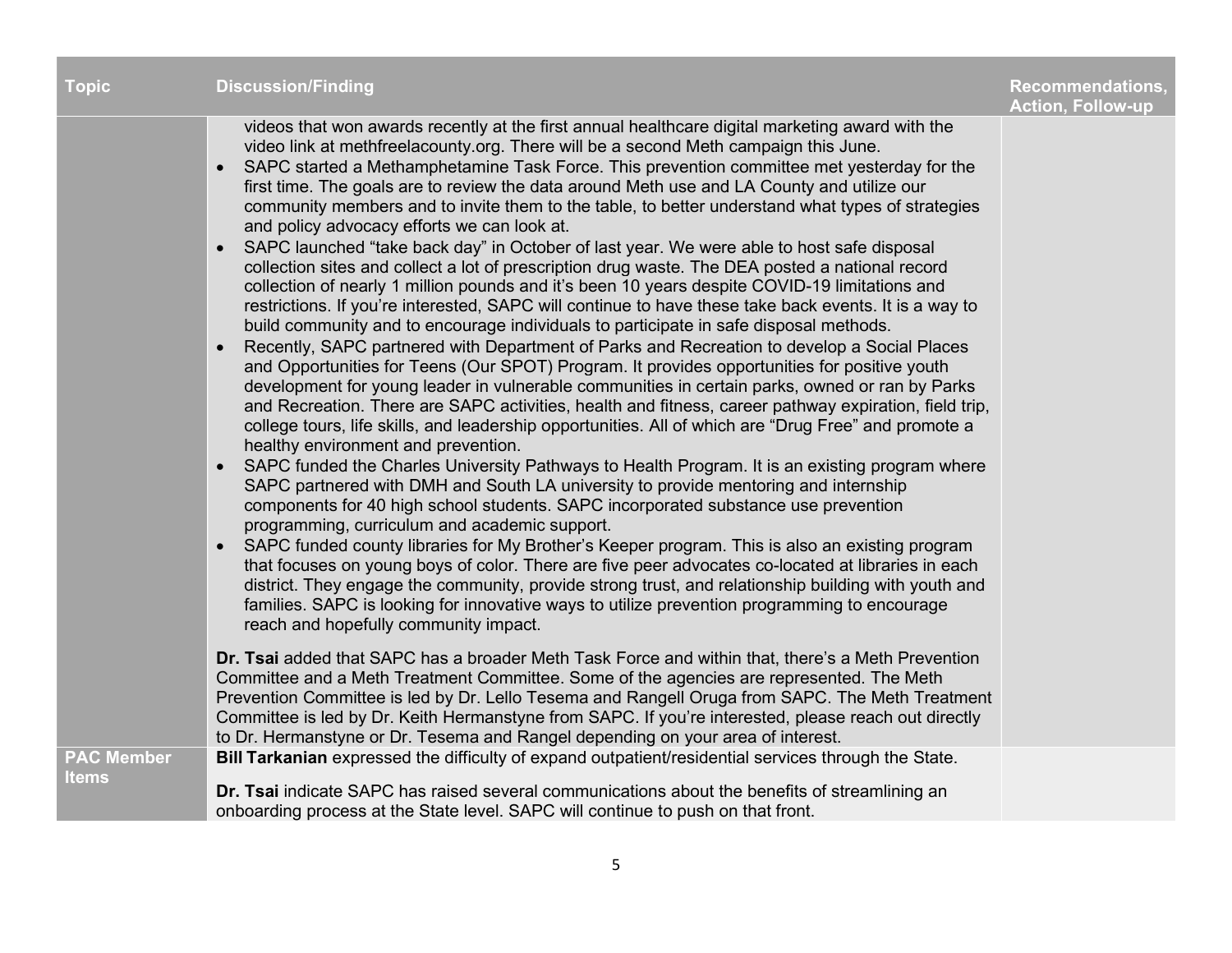| Topic | Discussion/Finding | Recommendations, Action, Follow-up |
|---|---|---|
| | videos that won awards recently at the first annual healthcare digital marketing award with the video link at methfreelacounty.org. There will be a second Meth campaign this June.<br>• SAPC started a Methamphetamine Task Force. This prevention committee met yesterday for the first time. The goals are to review the data around Meth use and LA County and utilize our community members and to invite them to the table, to better understand what types of strategies and policy advocacy efforts we can look at.<br>• SAPC launched "take back day" in October of last year. We were able to host safe disposal collection sites and collect a lot of prescription drug waste. The DEA posted a national record collection of nearly 1 million pounds and it's been 10 years despite COVID-19 limitations and restrictions. If you're interested, SAPC will continue to have these take back events. It is a way to build community and to encourage individuals to participate in safe disposal methods.<br>• Recently, SAPC partnered with Department of Parks and Recreation to develop a Social Places and Opportunities for Teens (Our SPOT) Program. It provides opportunities for positive youth development for young leader in vulnerable communities in certain parks, owned or ran by Parks and Recreation. There are SAPC activities, health and fitness, career pathway expiration, field trip, college tours, life skills, and leadership opportunities. All of which are "Drug Free" and promote a healthy environment and prevention.<br>• SAPC funded the Charles University Pathways to Health Program. It is an existing program where SAPC partnered with DMH and South LA university to provide mentoring and internship components for 40 high school students. SAPC incorporated substance use prevention programming, curriculum and academic support.<br>• SAPC funded county libraries for My Brother's Keeper program. This is also an existing program that focuses on young boys of color. There are five peer advocates co-located at libraries in each district. They engage the community, provide strong trust, and relationship building with youth and families. SAPC is looking for innovative ways to utilize prevention programming to encourage reach and hopefully community impact.<br><br>**Dr. Tsai** added that SAPC has a broader Meth Task Force and within that, there's a Meth Prevention Committee and a Meth Treatment Committee. Some of the agencies are represented. The Meth Prevention Committee is led by Dr. Lello Tesema and Rangell Oruga from SAPC. The Meth Treatment Committee is led by Dr. Keith Hermanstyne from SAPC. If you're interested, please reach out directly to Dr. Hermanstyne or Dr. Tesema and Rangel depending on your area of interest. | |
| **PAC Member Items** | **Bill Tarkanian** expressed the difficulty of expand outpatient/residential services through the State.<br><br>**Dr. Tsai** indicate SAPC has raised several communications about the benefits of streamlining an onboarding process at the State level. SAPC will continue to push on that front. | |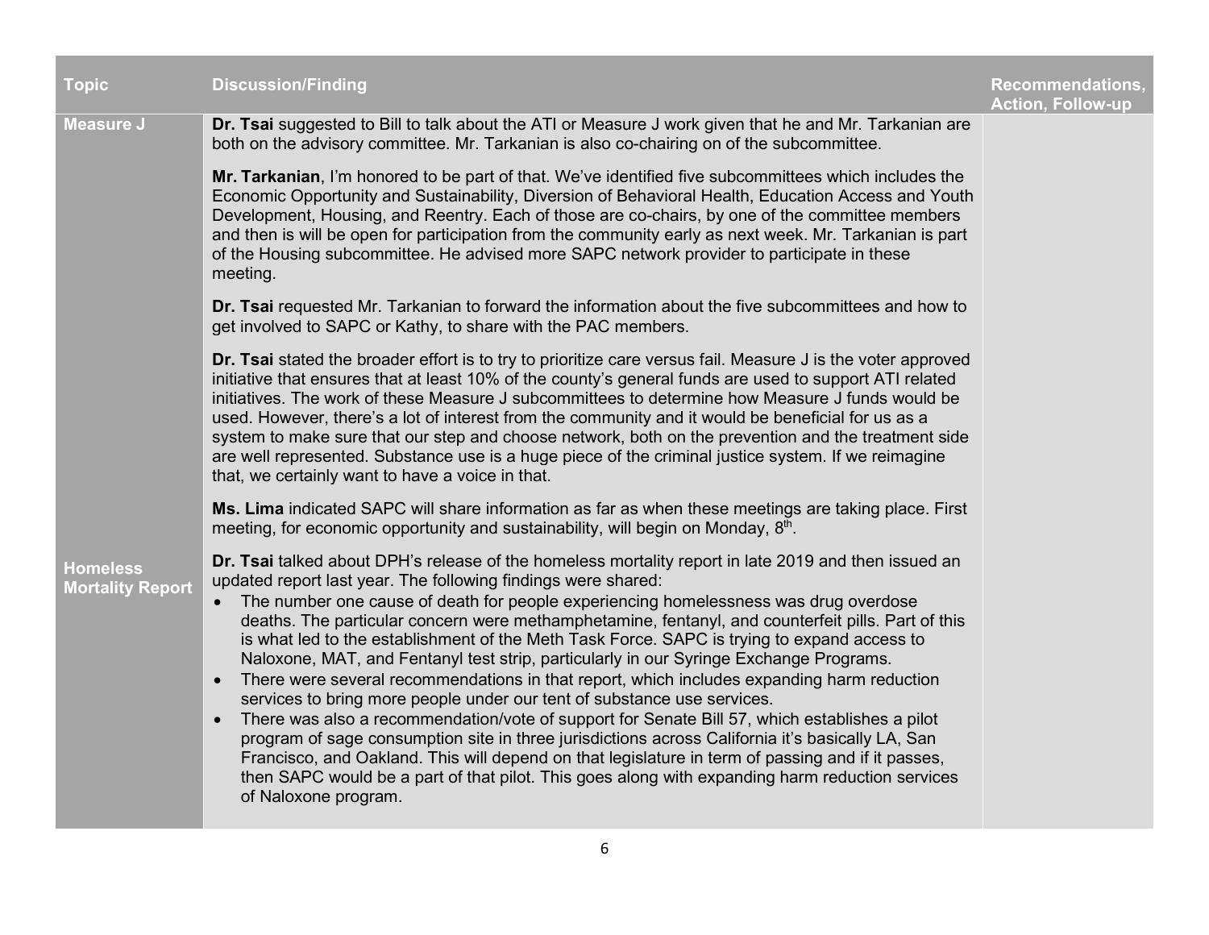| Topic | Discussion/Finding | Recommendations, Action, Follow-up |
|---|---|---|
| **Measure J** | **Dr. Tsai** suggested to Bill to talk about the ATI or Measure J work given that he and Mr. Tarkanian are both on the advisory committee. Mr. Tarkanian is also co-chairing on of the subcommittee.<br><br>**Mr. Tarkanian**, I'm honored to be part of that. We've identified five subcommittees which includes the Economic Opportunity and Sustainability, Diversion of Behavioral Health, Education Access and Youth Development, Housing, and Reentry. Each of those are co-chairs, by one of the committee members and then is will be open for participation from the community early as next week. Mr. Tarkanian is part of the Housing subcommittee. He advised more SAPC network provider to participate in these meeting.<br><br>**Dr. Tsai** requested Mr. Tarkanian to forward the information about the five subcommittees and how to get involved to SAPC or Kathy, to share with the PAC members.<br><br>**Dr. Tsai** stated the broader effort is to try to prioritize care versus fail. Measure J is the voter approved initiative that ensures that at least 10% of the county's general funds are used to support ATI related initiatives. The work of these Measure J subcommittees to determine how Measure J funds would be used. However, there's a lot of interest from the community and it would be beneficial for us as a system to make sure that our step and choose network, both on the prevention and the treatment side are well represented. Substance use is a huge piece of the criminal justice system. If we reimagine that, we certainly want to have a voice in that.<br><br>**Ms. Lima** indicated SAPC will share information as far as when these meetings are taking place. First meeting, for economic opportunity and sustainability, will begin on Monday, 8th. | |
| **Homeless Mortality Report** | **Dr. Tsai** talked about DPH's release of the homeless mortality report in late 2019 and then issued an updated report last year. The following findings were shared:<br>• The number one cause of death for people experiencing homelessness was drug overdose deaths. The particular concern were methamphetamine, fentanyl, and counterfeit pills. Part of this is what led to the establishment of the Meth Task Force. SAPC is trying to expand access to Naloxone, MAT, and Fentanyl test strip, particularly in our Syringe Exchange Programs.<br>• There were several recommendations in that report, which includes expanding harm reduction services to bring more people under our tent of substance use services.<br>• There was also a recommendation/vote of support for Senate Bill 57, which establishes a pilot program of sage consumption site in three jurisdictions across California it's basically LA, San Francisco, and Oakland. This will depend on that legislature in term of passing and if it passes, then SAPC would be a part of that pilot. This goes along with expanding harm reduction services of Naloxone program. | |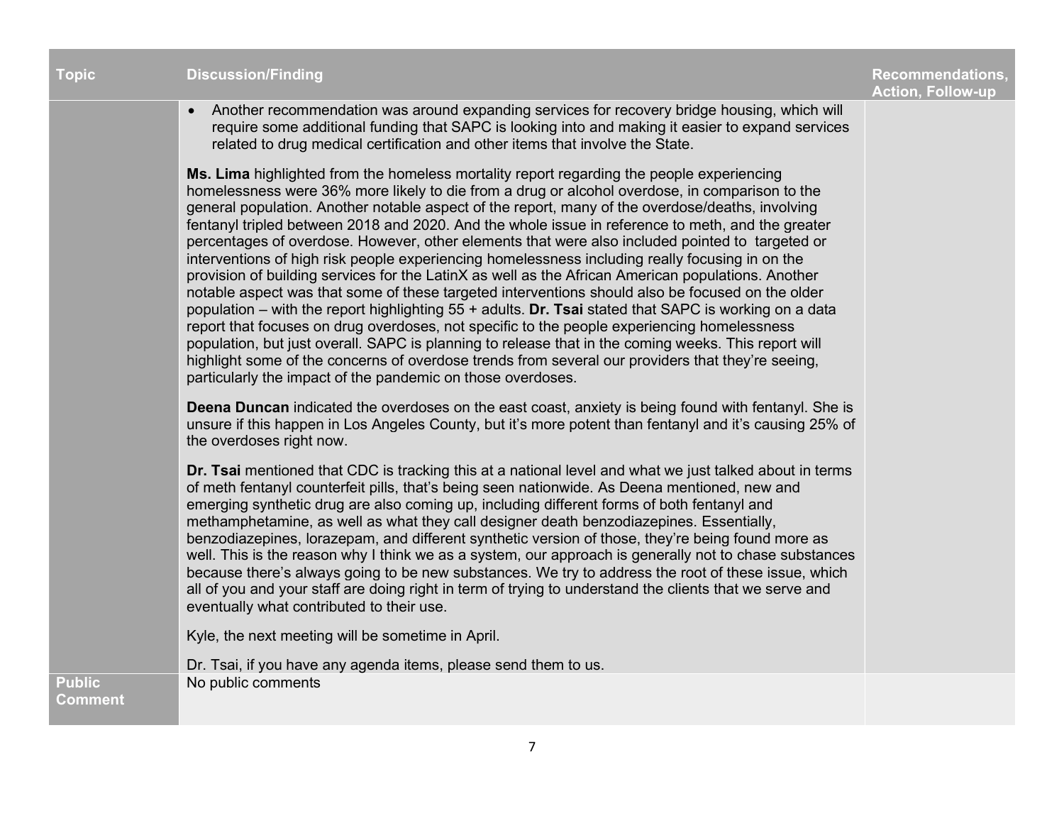| Topic | Discussion/Finding | Recommendations, Action, Follow-up |
|---|---|---|
| | • Another recommendation was around expanding services for recovery bridge housing, which will require some additional funding that SAPC is looking into and making it easier to expand services related to drug medical certification and other items that involve the State.<br><br>**Ms. Lima** highlighted from the homeless mortality report regarding the people experiencing homelessness were 36% more likely to die from a drug or alcohol overdose, in comparison to the general population. Another notable aspect of the report, many of the overdose/deaths, involving fentanyl tripled between 2018 and 2020. And the whole issue in reference to meth, and the greater percentages of overdose. However, other elements that were also included pointed to targeted or interventions of high risk people experiencing homelessness including really focusing in on the provision of building services for the LatinX as well as the African American populations. Another notable aspect was that some of these targeted interventions should also be focused on the older population – with the report highlighting 55 + adults. **Dr. Tsai** stated that SAPC is working on a data report that focuses on drug overdoses, not specific to the people experiencing homelessness population, but just overall. SAPC is planning to release that in the coming weeks. This report will highlight some of the concerns of overdose trends from several our providers that they're seeing, particularly the impact of the pandemic on those overdoses.<br><br>**Deena Duncan** indicated the overdoses on the east coast, anxiety is being found with fentanyl. She is unsure if this happen in Los Angeles County, but it's more potent than fentanyl and it's causing 25% of the overdoses right now.<br><br>**Dr. Tsai** mentioned that CDC is tracking this at a national level and what we just talked about in terms of meth fentanyl counterfeit pills, that's being seen nationwide. As Deena mentioned, new and emerging synthetic drug are also coming up, including different forms of both fentanyl and methamphetamine, as well as what they call designer death benzodiazepines. Essentially, benzodiazepines, lorazepam, and different synthetic version of those, they're being found more as well. This is the reason why I think we as a system, our approach is generally not to chase substances because there's always going to be new substances. We try to address the root of these issue, which all of you and your staff are doing right in term of trying to understand the clients that we serve and eventually what contributed to their use.<br><br>Kyle, the next meeting will be sometime in April.<br><br>Dr. Tsai, if you have any agenda items, please send them to us. | |
| **Public Comment** | No public comments | |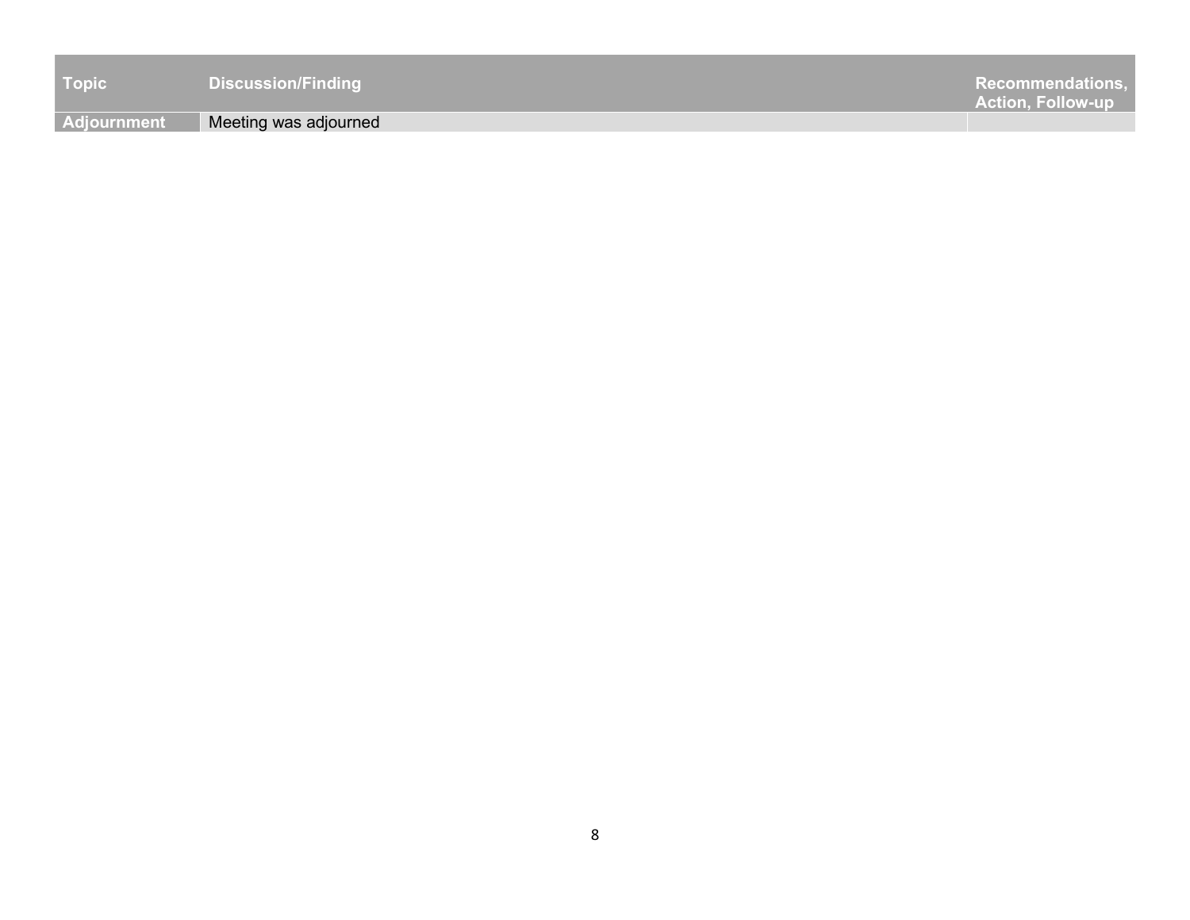| Topic | Discussion/Finding | Recommendations, Action, Follow-up |
|---|---|---|
| **Adjournment** | Meeting was adjourned | |